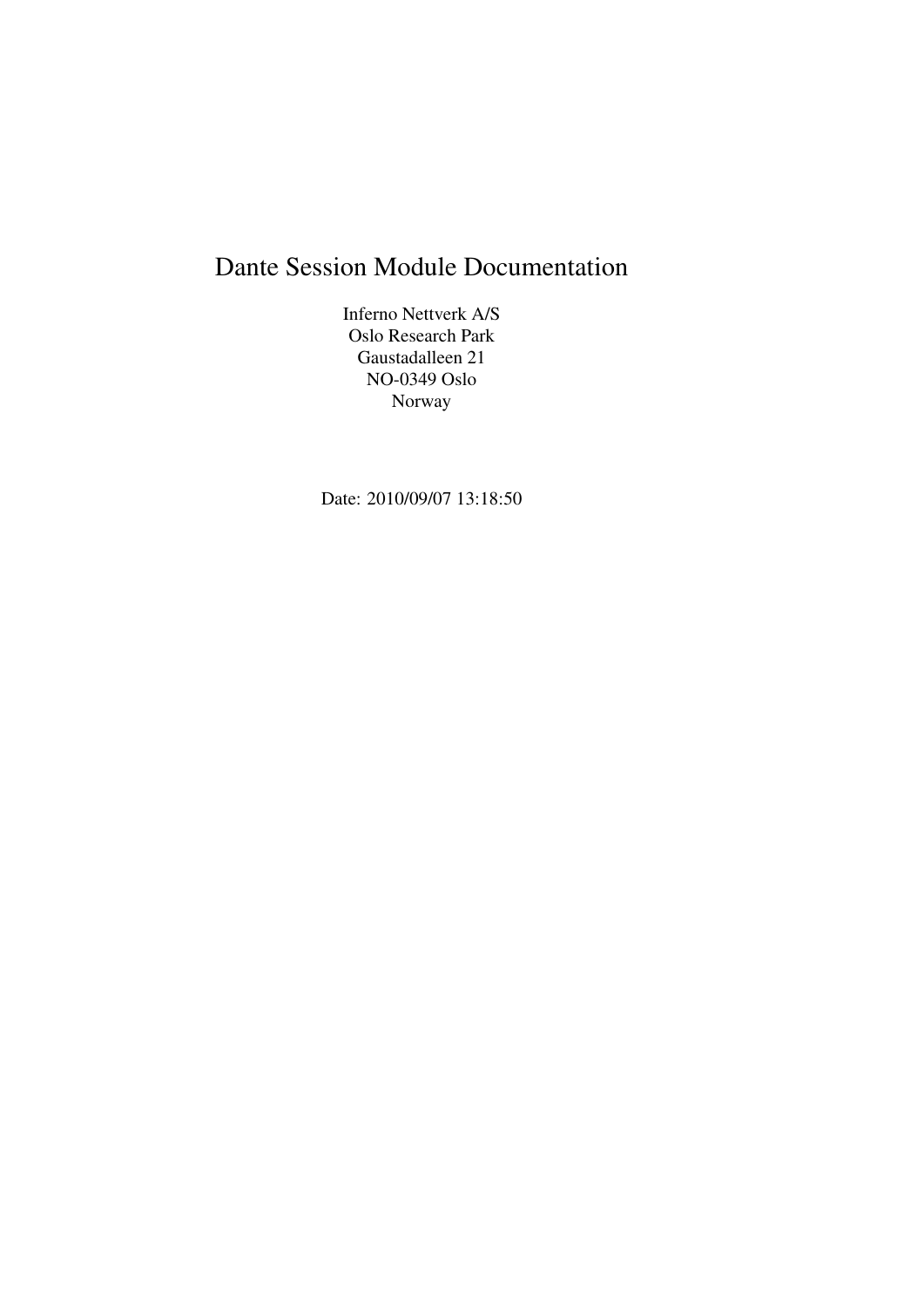# Dante Session Module Documentation

Inferno Nettverk A/S
Oslo Research Park
Gaustadalleen 21
NO-0349 Oslo
Norway

Date: 2010/09/07 13:18:50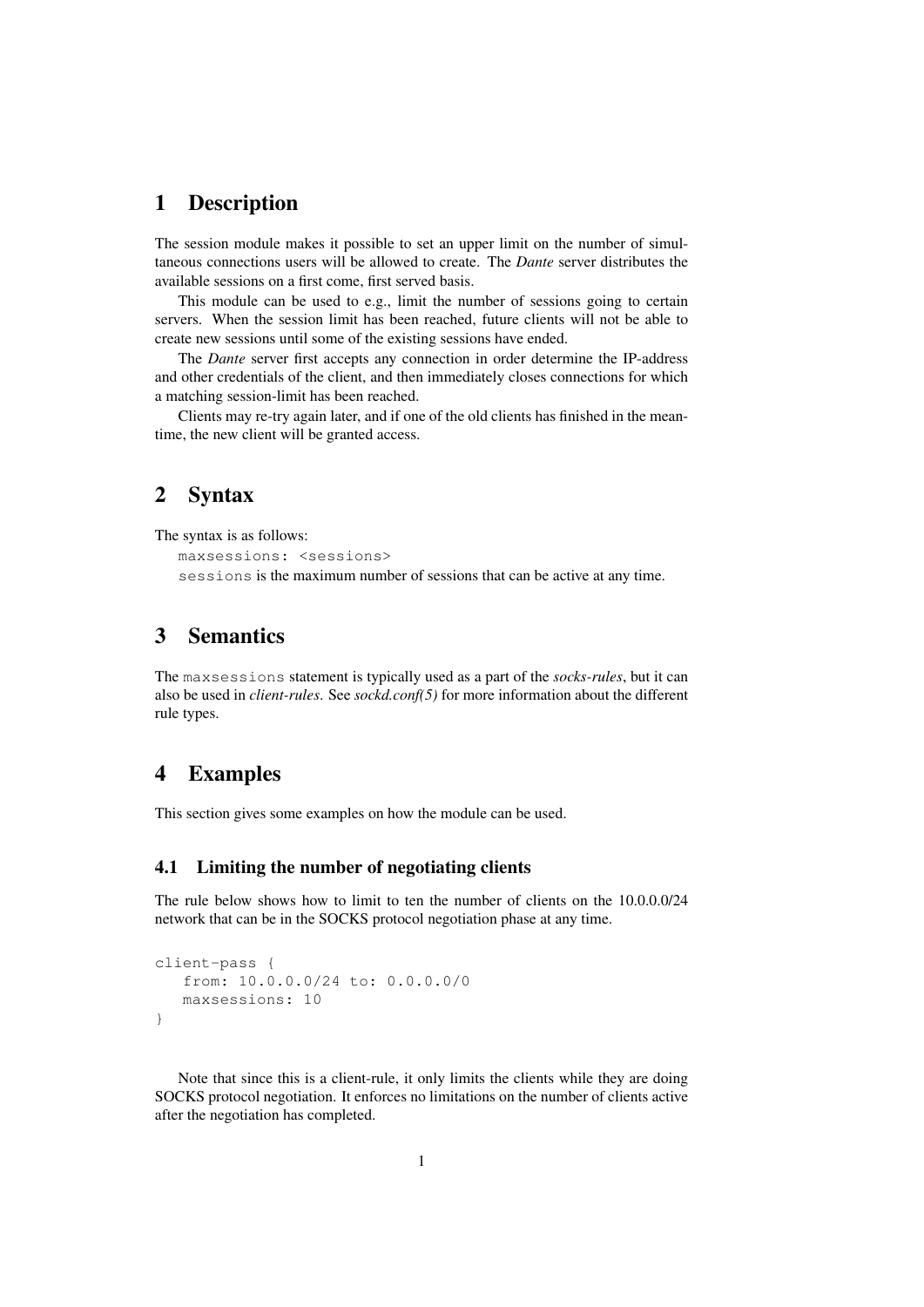# 1 Description

The session module makes it possible to set an upper limit on the number of simultaneous connections users will be allowed to create. The *Dante* server distributes the available sessions on a first come, first served basis.

This module can be used to e.g., limit the number of sessions going to certain servers. When the session limit has been reached, future clients will not be able to create new sessions until some of the existing sessions have ended.

The *Dante* server first accepts any connection in order determine the IP-address and other credentials of the client, and then immediately closes connections for which a matching session-limit has been reached.

Clients may re-try again later, and if one of the old clients has finished in the meantime, the new client will be granted access.

# 2 Syntax

The syntax is as follows:

`maxsessions: <sessions>`

`sessions` is the maximum number of sessions that can be active at any time.

# 3 Semantics

The `maxsessions` statement is typically used as a part of the *socks-rules*, but it can also be used in *client-rules*. See *sockd.conf(5)* for more information about the different rule types.

# 4 Examples

This section gives some examples on how the module can be used.

## 4.1 Limiting the number of negotiating clients

The rule below shows how to limit to ten the number of clients on the 10.0.0.0/24 network that can be in the SOCKS protocol negotiation phase at any time.

```
client-pass {
   from: 10.0.0.0/24 to: 0.0.0.0/0
   maxsessions: 10
}
```

Note that since this is a client-rule, it only limits the clients while they are doing SOCKS protocol negotiation. It enforces no limitations on the number of clients active after the negotiation has completed.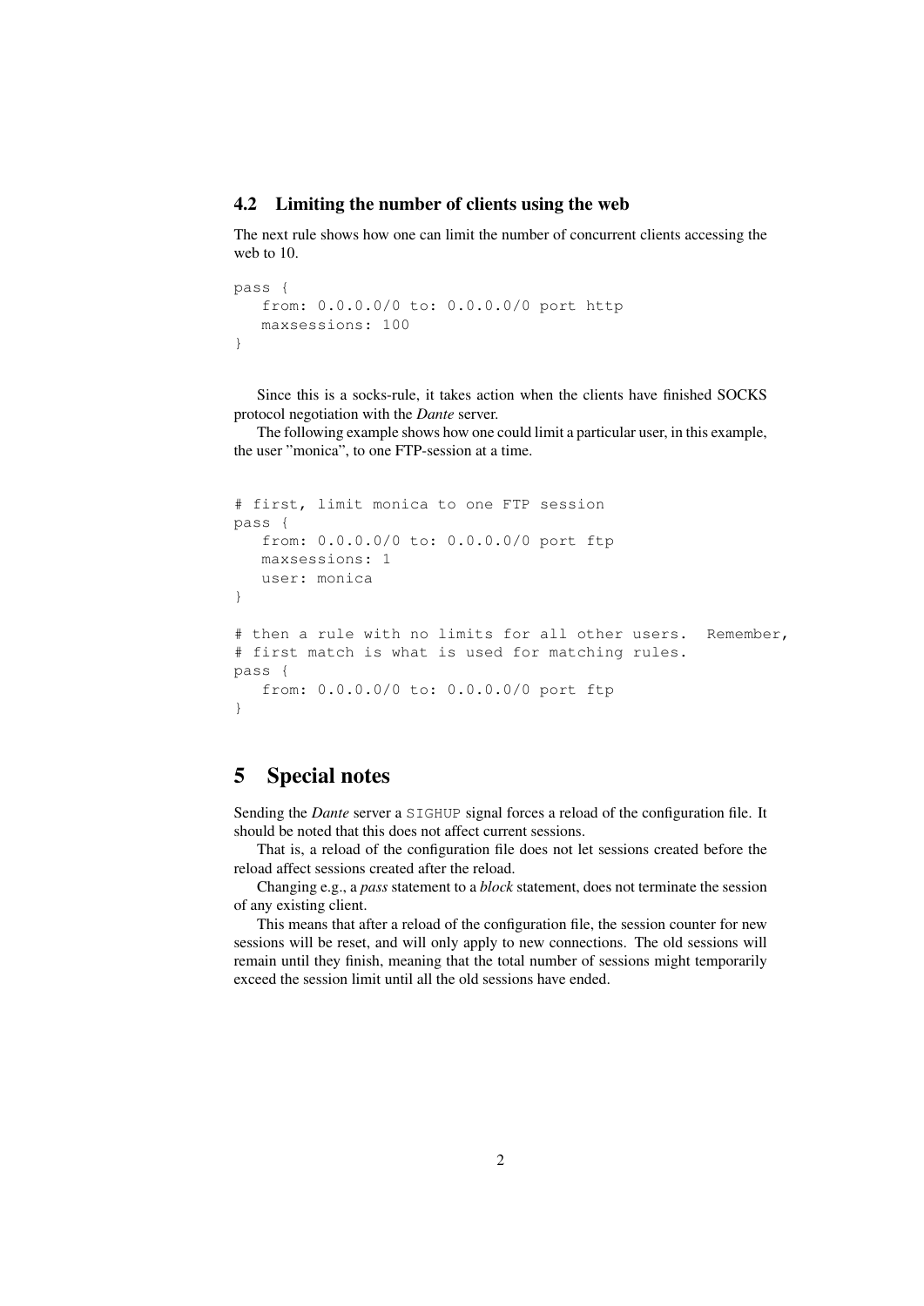### 4.2 Limiting the number of clients using the web

The next rule shows how one can limit the number of concurrent clients accessing the web to 10.

```
pass {
   from: 0.0.0.0/0 to: 0.0.0.0/0 port http
   maxsessions: 100
}
```

Since this is a socks-rule, it takes action when the clients have finished SOCKS protocol negotiation with the *Dante* server.

The following example shows how one could limit a particular user, in this example, the user "monica", to one FTP-session at a time.

```
# first, limit monica to one FTP session
pass {
   from: 0.0.0.0/0 to: 0.0.0.0/0 port ftp
   maxsessions: 1
   user: monica
}

# then a rule with no limits for all other users.  Remember,
# first match is what is used for matching rules.
pass {
   from: 0.0.0.0/0 to: 0.0.0.0/0 port ftp
}
```

## 5 Special notes

Sending the *Dante* server a `SIGHUP` signal forces a reload of the configuration file. It should be noted that this does not affect current sessions.

That is, a reload of the configuration file does not let sessions created before the reload affect sessions created after the reload.

Changing e.g., a *pass* statement to a *block* statement, does not terminate the session of any existing client.

This means that after a reload of the configuration file, the session counter for new sessions will be reset, and will only apply to new connections. The old sessions will remain until they finish, meaning that the total number of sessions might temporarily exceed the session limit until all the old sessions have ended.